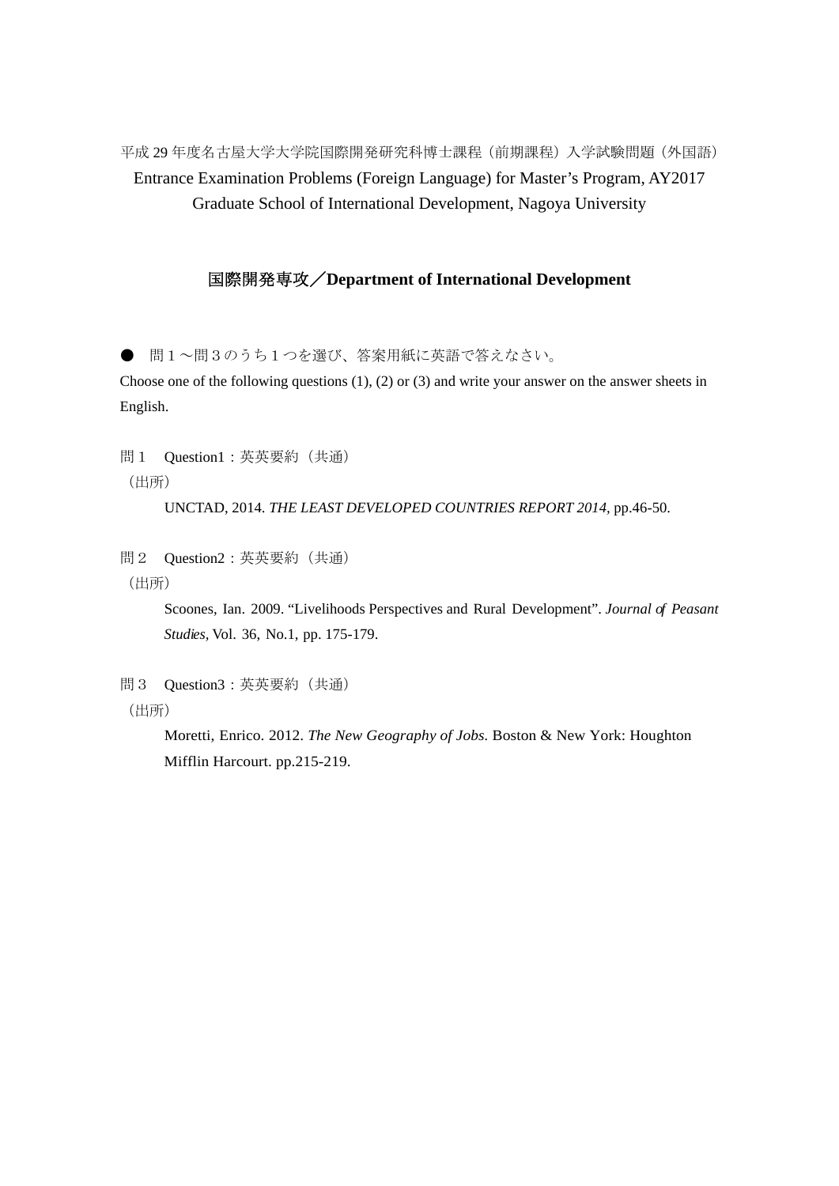平成 29 年度名古屋大学大学院国際開発研究科博士課程（前期課程）入学試験問題（外国語）

Entrance Examination Problems (Foreign Language) for Master’s Program, AY2017

Graduate School of International Development, Nagoya University

## 国際開発専攻／Department of International Development

● 問１～問３のうち１つを選び、答案用紙に英語で答えなさい。

Choose one of the following questions (1), (2) or (3) and write your answer on the answer sheets in English.

問１　Question1：英英要約（共通）

（出所）

UNCTAD, 2014. *THE LEAST DEVELOPED COUNTRIES REPORT 2014*, pp.46-50.

問２　Question2：英英要約（共通）

（出所）

Scoones, Ian. 2009. “Livelihoods Perspectives and Rural Development”. *Journal of Peasant Studies*, Vol. 36, No.1, pp. 175-179.

問３　Question3：英英要約（共通）

（出所）

Moretti, Enrico. 2012. *The New Geography of Jobs*. Boston & New York: Houghton Mifflin Harcourt. pp.215-219.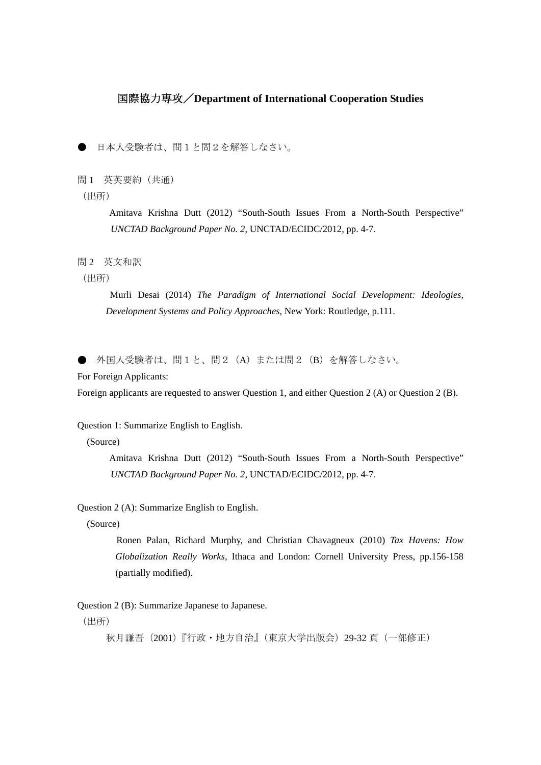## 国際協力専攻／Department of International Cooperation Studies

● 日本人受験者は、問１と問２を解答しなさい。

問１　英英要約（共通）

（出所）

Amitava Krishna Dutt (2012) "South-South Issues From a North-South Perspective" *UNCTAD Background Paper No. 2*, UNCTAD/ECIDC/2012, pp. 4-7.

問２　英文和訳

（出所）

Murli Desai (2014) *The Paradigm of International Social Development: Ideologies, Development Systems and Policy Approaches*, New York: Routledge, p.111.

● 外国人受験者は、問１と、問２（A）または問２（B）を解答しなさい。

For Foreign Applicants:

Foreign applicants are requested to answer Question 1, and either Question 2 (A) or Question 2 (B).

Question 1: Summarize English to English.

(Source)

Amitava Krishna Dutt (2012) "South-South Issues From a North-South Perspective" *UNCTAD Background Paper No. 2*, UNCTAD/ECIDC/2012, pp. 4-7.

Question 2 (A): Summarize English to English.

(Source)

Ronen Palan, Richard Murphy, and Christian Chavagneux (2010) *Tax Havens: How Globalization Really Works*, Ithaca and London: Cornell University Press, pp.156-158 (partially modified).

Question 2 (B): Summarize Japanese to Japanese.

（出所）

秋月謙吾（2001）『行政・地方自治』（東京大学出版会）29-32 頁（一部修正）